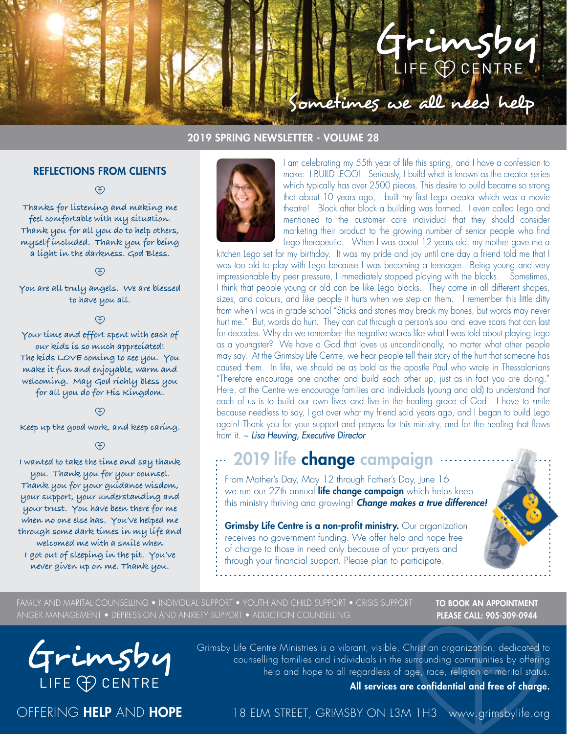# Grimsby LIFE CENTRE

## Sometimes we all need help

**2019 SPRING NEWSLETTER - VOLUME 28**

### REFLECTIONS FROM CLIENTS

Thanks for listening and making me feel comfortable with my situation. Thank you for all you do to help others, myself included. Thank you for being a light in the darkness. God Bless.

You are all truly angels. We are blessed to have you all.

Your time and effort spent with each of our kids is so much appreciated! The kids LOVE coming to see you. You make it fun and enjoyable, warm and welcoming. May God richly bless you for all you do for His Kingdom.

Keep up the good work, and keep caring.

I wanted to take the time and say thank you. Thank you for your counsel. Thank you for your guidance wisdom, your support, your understanding and your trust. You have been there for me when no one else has. You've helped me through some dark times in my life and welcomed me with a smile when I got out of sleeping in the pit. You've never given up on me. Thank you.

I am celebrating my 55th year of life this spring, and I have a confession to make: I BUILD LEGO! Seriously, I build what is known as the creator series which typically has over 2500 pieces. This desire to build became so strong that about 10 years ago, I built my first Lego creator which was a movie theatre! Block after block a building was formed. I even called Lego and mentioned to the customer care individual that they should consider marketing their product to the growing number of senior people who find Lego therapeutic. When I was about 12 years old, my mother gave me a kitchen Lego set for my birthday. It was my pride and joy until one day a friend told me that I was too old to play with Lego because I was becoming a teenager. Being young and very impressionable by peer pressure, I immediately stopped playing with the blocks. Sometimes, I think that people young or old can be like Lego blocks. They come in all different shapes, sizes, and colours, and like people it hurts when we step on them. I remember this little ditty from when I was in grade school "Sticks and stones may break my bones, but words may never hurt me." But, words do hurt. They can cut through a person's soul and leave scars that can last for decades. Why do we remember the negative words like what I was told about playing Lego as a youngster? We have a God that loves us unconditionally, no matter what other people may say. At the Grimsby Life Centre, we hear people tell their story of the hurt that someone has caused them. In life, we should be as bold as the apostle Paul who wrote in Thessalonians "Therefore encourage one another and build each other up, just as in fact you are doing." Here, at the Centre we encourage families and individuals (young and old) to understand that each of us is to build our own lives and live in the healing grace of God. I have to smile because needless to say, I got over what my friend said years ago, and I began to build Lego again! Thank you for your support and prayers for this ministry, and for the healing that flows from it. ~ *Lisa Heuving, Executive Director*

## 2019 life **change** campaign

From Mother's Day, May 12 through Father's Day, June 16 we run our 27th annual **life change campaign** which helps keep this ministry thriving and growing! ***Change makes a true difference!***

**Grimsby Life Centre is a non-profit ministry.** Our organization receives no government funding. We offer help and hope free of charge to those in need only because of your prayers and through your financial support. Please plan to participate.

FAMILY AND MARITAL COUNSELLING • INDIVIDUAL SUPPORT • YOUTH AND CHILD SUPPORT • CRISIS SUPPORT ANGER MANAGEMENT • DEPRESSION AND ANXIETY SUPPORT • ADDICTION COUNSELLING

**TO BOOK AN APPOINTMENT PLEASE CALL: 905-309-0944**

Grimsby LIFE CENTRE

OFFERING **HELP** AND **HOPE**

Grimsby Life Centre Ministries is a vibrant, visible, Christian organization, dedicated to counselling families and individuals in the surrounding communities by offering help and hope to all regardless of age, race, religion or marital status.

**All services are confidential and free of charge.**

18 ELM STREET, GRIMSBY ON L3M 1H3 www.grimsbylife.org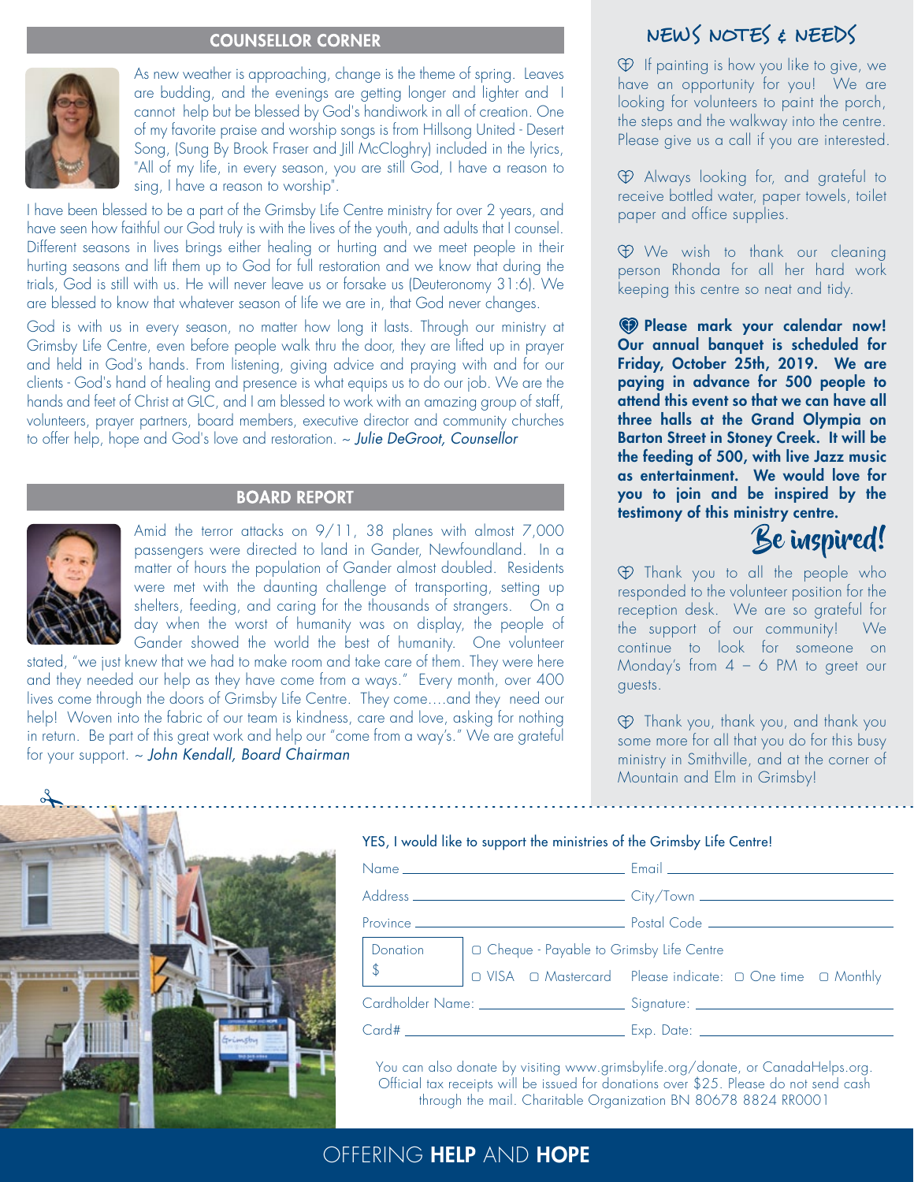## COUNSELLOR CORNER

As new weather is approaching, change is the theme of spring. Leaves are budding, and the evenings are getting longer and lighter and I cannot help but be blessed by God's handiwork in all of creation. One of my favorite praise and worship songs is from Hillsong United - Desert Song, (Sung By Brook Fraser and Jill McCloghry) included in the lyrics, "All of my life, in every season, you are still God, I have a reason to sing, I have a reason to worship".

I have been blessed to be a part of the Grimsby Life Centre ministry for over 2 years, and have seen how faithful our God truly is with the lives of the youth, and adults that I counsel. Different seasons in lives brings either healing or hurting and we meet people in their hurting seasons and lift them up to God for full restoration and we know that during the trials, God is still with us. He will never leave us or forsake us (Deuteronomy 31:6). We are blessed to know that whatever season of life we are in, that God never changes.

God is with us in every season, no matter how long it lasts. Through our ministry at Grimsby Life Centre, even before people walk thru the door, they are lifted up in prayer and held in God's hands. From listening, giving advice and praying with and for our clients - God's hand of healing and presence is what equips us to do our job. We are the hands and feet of Christ at GLC, and I am blessed to work with an amazing group of staff, volunteers, prayer partners, board members, executive director and community churches to offer help, hope and God's love and restoration. ~ *Julie DeGroot, Counsellor*

## BOARD REPORT

Amid the terror attacks on 9/11, 38 planes with almost 7,000 passengers were directed to land in Gander, Newfoundland. In a matter of hours the population of Gander almost doubled. Residents were met with the daunting challenge of transporting, setting up shelters, feeding, and caring for the thousands of strangers. On a day when the worst of humanity was on display, the people of Gander showed the world the best of humanity. One volunteer stated, "we just knew that we had to make room and take care of them. They were here and they needed our help as they have come from a ways." Every month, over 400 lives come through the doors of Grimsby Life Centre. They come....and they need our help! Woven into the fabric of our team is kindness, care and love, asking for nothing in return. Be part of this great work and help our "come from a way's." We are grateful for your support. ~ *John Kendall, Board Chairman*

## NEWS NOTES & NEEDS

If painting is how you like to give, we have an opportunity for you! We are looking for volunteers to paint the porch, the steps and the walkway into the centre. Please give us a call if you are interested.

Always looking for, and grateful to receive bottled water, paper towels, toilet paper and office supplies.

We wish to thank our cleaning person Rhonda for all her hard work keeping this centre so neat and tidy.

**Please mark your calendar now! Our annual banquet is scheduled for Friday, October 25th, 2019. We are paying in advance for 500 people to attend this event so that we can have all three halls at the Grand Olympia on Barton Street in Stoney Creek. It will be the feeding of 500, with live Jazz music as entertainment. We would love for you to join and be inspired by the testimony of this ministry centre.**

*Be inspired!*

Thank you to all the people who responded to the volunteer position for the reception desk. We are so grateful for the support of our community! We continue to look for someone on Monday's from 4 – 6 PM to greet our guests.

Thank you, thank you, and thank you some more for all that you do for this busy ministry in Smithville, and at the corner of Mountain and Elm in Grimsby!

---

YES, I would like to support the ministries of the Grimsby Life Centre!

Name ______________________ Email ______________________

Address ______________________ City/Town ______________________

Province ______________________ Postal Code ______________________

Donation $ ______

☐ Cheque - Payable to Grimsby Life Centre

☐ VISA ☐ Mastercard Please indicate: ☐ One time ☐ Monthly

Cardholder Name: ______________________ Signature: ______________________

Card# ______________________ Exp. Date: ______________________

You can also donate by visiting www.grimsbylife.org/donate, or CanadaHelps.org. Official tax receipts will be issued for donations over $25. Please do not send cash through the mail. Charitable Organization BN 80678 8824 RR0001

OFFERING **HELP** AND **HOPE**